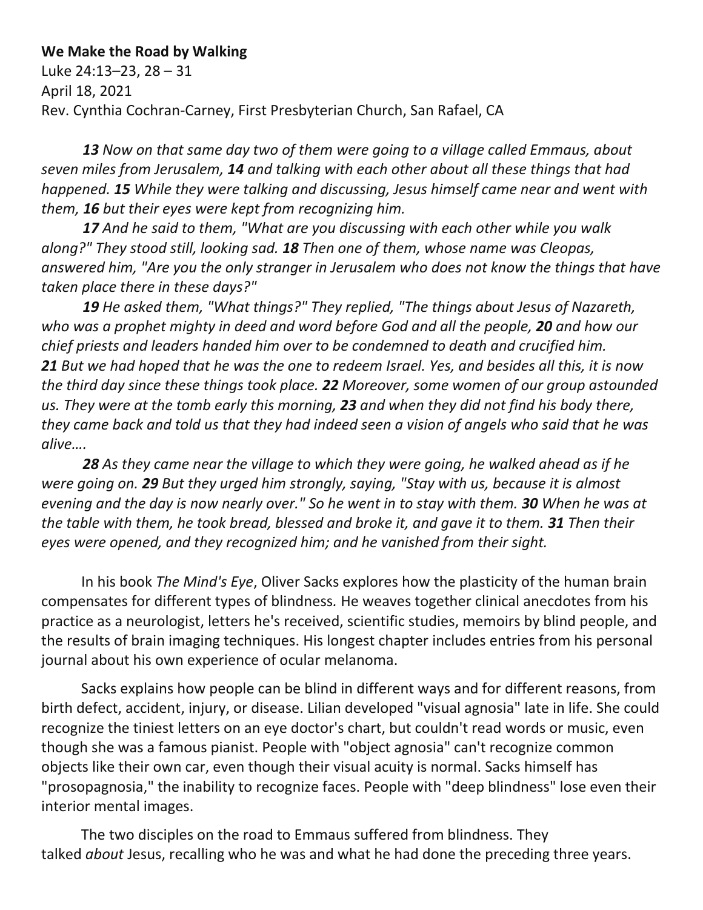**We Make the Road by Walking**

Luke 24:13–23, 28 – 31

April 18, 2021

Rev. Cynthia Cochran-Carney, First Presbyterian Church, San Rafael, CA

***13** Now on that same day two of them were going to a village called Emmaus, about seven miles from Jerusalem, **14** and talking with each other about all these things that had happened. **15** While they were talking and discussing, Jesus himself came near and went with them, **16** but their eyes were kept from recognizing him.*

***17** And he said to them, "What are you discussing with each other while you walk along?" They stood still, looking sad. **18** Then one of them, whose name was Cleopas, answered him, "Are you the only stranger in Jerusalem who does not know the things that have taken place there in these days?"*

***19** He asked them, "What things?" They replied, "The things about Jesus of Nazareth, who was a prophet mighty in deed and word before God and all the people, **20** and how our chief priests and leaders handed him over to be condemned to death and crucified him. **21** But we had hoped that he was the one to redeem Israel. Yes, and besides all this, it is now the third day since these things took place. **22** Moreover, some women of our group astounded us. They were at the tomb early this morning, **23** and when they did not find his body there, they came back and told us that they had indeed seen a vision of angels who said that he was alive….*

***28** As they came near the village to which they were going, he walked ahead as if he were going on. **29** But they urged him strongly, saying, "Stay with us, because it is almost evening and the day is now nearly over." So he went in to stay with them. **30** When he was at the table with them, he took bread, blessed and broke it, and gave it to them. **31** Then their eyes were opened, and they recognized him; and he vanished from their sight.*

In his book *The Mind's Eye*, Oliver Sacks explores how the plasticity of the human brain compensates for different types of blindness. He weaves together clinical anecdotes from his practice as a neurologist, letters he's received, scientific studies, memoirs by blind people, and the results of brain imaging techniques. His longest chapter includes entries from his personal journal about his own experience of ocular melanoma.

Sacks explains how people can be blind in different ways and for different reasons, from birth defect, accident, injury, or disease. Lilian developed "visual agnosia" late in life. She could recognize the tiniest letters on an eye doctor's chart, but couldn't read words or music, even though she was a famous pianist. People with "object agnosia" can't recognize common objects like their own car, even though their visual acuity is normal. Sacks himself has "prosopagnosia," the inability to recognize faces. People with "deep blindness" lose even their interior mental images.

The two disciples on the road to Emmaus suffered from blindness. They talked *about* Jesus, recalling who he was and what he had done the preceding three years.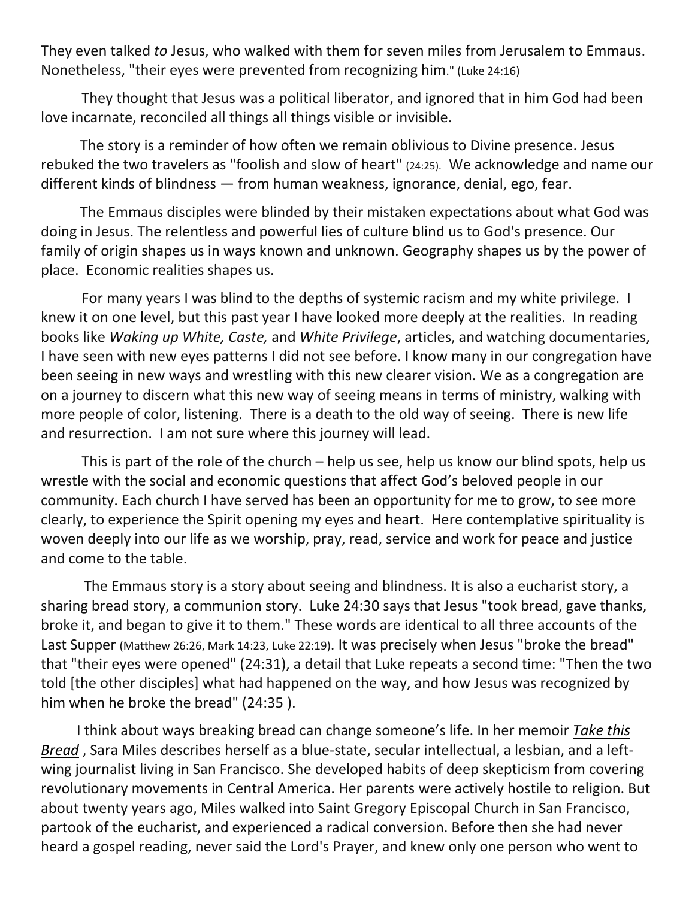They even talked *to* Jesus, who walked with them for seven miles from Jerusalem to Emmaus. Nonetheless, "their eyes were prevented from recognizing him." (Luke 24:16)

They thought that Jesus was a political liberator, and ignored that in him God had been love incarnate, reconciled all things all things visible or invisible.

The story is a reminder of how often we remain oblivious to Divine presence. Jesus rebuked the two travelers as "foolish and slow of heart" (24:25). We acknowledge and name our different kinds of blindness — from human weakness, ignorance, denial, ego, fear.

The Emmaus disciples were blinded by their mistaken expectations about what God was doing in Jesus. The relentless and powerful lies of culture blind us to God's presence. Our family of origin shapes us in ways known and unknown. Geography shapes us by the power of place. Economic realities shapes us.

For many years I was blind to the depths of systemic racism and my white privilege. I knew it on one level, but this past year I have looked more deeply at the realities. In reading books like *Waking up White, Caste,* and *White Privilege*, articles, and watching documentaries, I have seen with new eyes patterns I did not see before. I know many in our congregation have been seeing in new ways and wrestling with this new clearer vision. We as a congregation are on a journey to discern what this new way of seeing means in terms of ministry, walking with more people of color, listening. There is a death to the old way of seeing. There is new life and resurrection. I am not sure where this journey will lead.

This is part of the role of the church – help us see, help us know our blind spots, help us wrestle with the social and economic questions that affect God's beloved people in our community. Each church I have served has been an opportunity for me to grow, to see more clearly, to experience the Spirit opening my eyes and heart. Here contemplative spirituality is woven deeply into our life as we worship, pray, read, service and work for peace and justice and come to the table.

The Emmaus story is a story about seeing and blindness. It is also a eucharist story, a sharing bread story, a communion story. Luke 24:30 says that Jesus "took bread, gave thanks, broke it, and began to give it to them." These words are identical to all three accounts of the Last Supper (Matthew 26:26, Mark 14:23, Luke 22:19). It was precisely when Jesus "broke the bread" that "their eyes were opened" (24:31), a detail that Luke repeats a second time: "Then the two told [the other disciples] what had happened on the way, and how Jesus was recognized by him when he broke the bread" (24:35 ).

I think about ways breaking bread can change someone's life. In her memoir ***Take this Bread*** , Sara Miles describes herself as a blue-state, secular intellectual, a lesbian, and a left-wing journalist living in San Francisco. She developed habits of deep skepticism from covering revolutionary movements in Central America. Her parents were actively hostile to religion. But about twenty years ago, Miles walked into Saint Gregory Episcopal Church in San Francisco, partook of the eucharist, and experienced a radical conversion. Before then she had never heard a gospel reading, never said the Lord's Prayer, and knew only one person who went to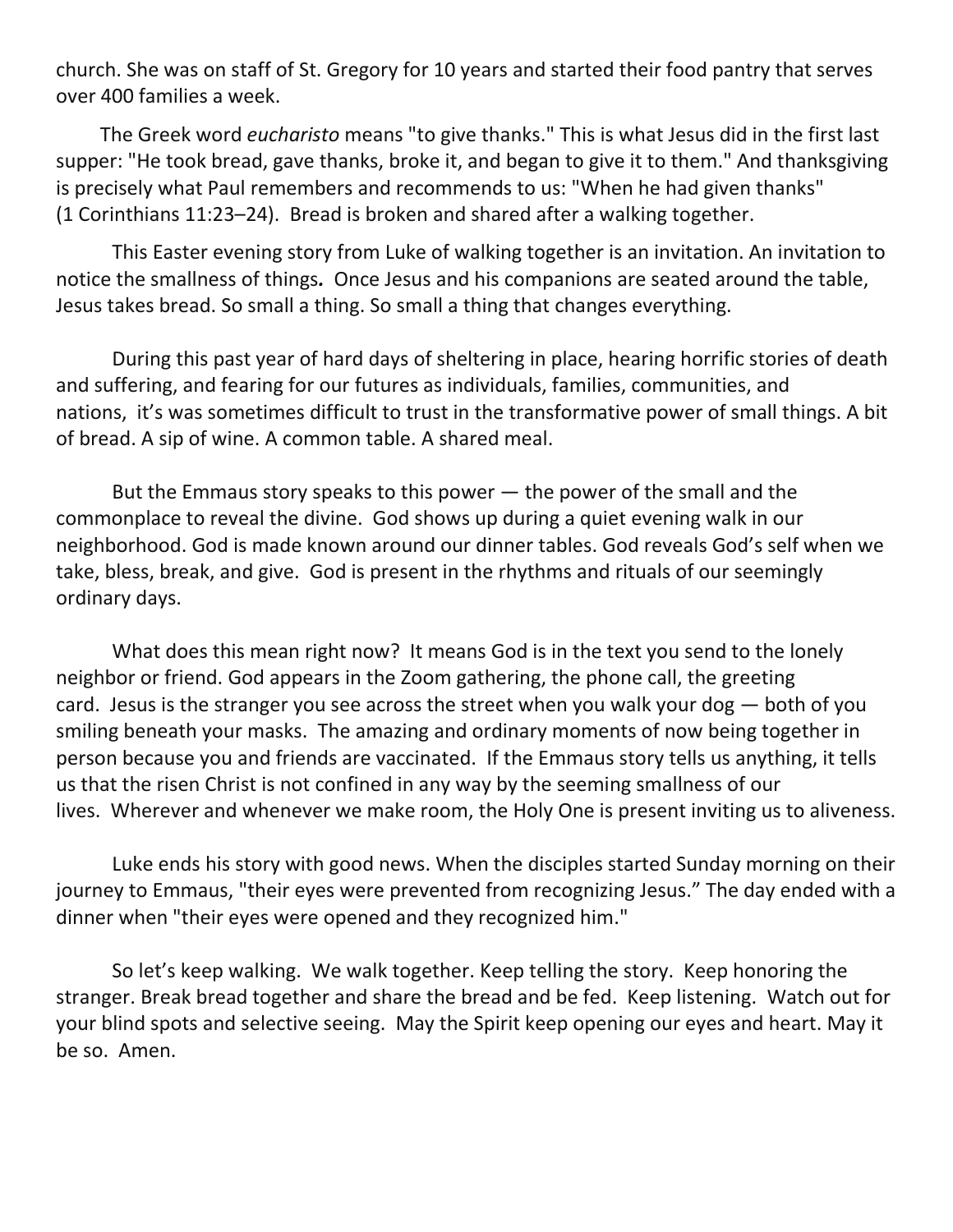church. She was on staff of St. Gregory for 10 years and started their food pantry that serves over 400 families a week.

The Greek word *eucharisto* means "to give thanks." This is what Jesus did in the first last supper: "He took bread, gave thanks, broke it, and began to give it to them." And thanksgiving is precisely what Paul remembers and recommends to us: "When he had given thanks" (1 Corinthians 11:23–24). Bread is broken and shared after a walking together.

This Easter evening story from Luke of walking together is an invitation. An invitation to notice the smallness of things**.** Once Jesus and his companions are seated around the table, Jesus takes bread. So small a thing. So small a thing that changes everything.

During this past year of hard days of sheltering in place, hearing horrific stories of death and suffering, and fearing for our futures as individuals, families, communities, and nations, it's was sometimes difficult to trust in the transformative power of small things. A bit of bread. A sip of wine. A common table. A shared meal.

But the Emmaus story speaks to this power — the power of the small and the commonplace to reveal the divine. God shows up during a quiet evening walk in our neighborhood. God is made known around our dinner tables. God reveals God's self when we take, bless, break, and give. God is present in the rhythms and rituals of our seemingly ordinary days.

What does this mean right now? It means God is in the text you send to the lonely neighbor or friend. God appears in the Zoom gathering, the phone call, the greeting card. Jesus is the stranger you see across the street when you walk your dog — both of you smiling beneath your masks. The amazing and ordinary moments of now being together in person because you and friends are vaccinated. If the Emmaus story tells us anything, it tells us that the risen Christ is not confined in any way by the seeming smallness of our lives. Wherever and whenever we make room, the Holy One is present inviting us to aliveness.

Luke ends his story with good news. When the disciples started Sunday morning on their journey to Emmaus, "their eyes were prevented from recognizing Jesus." The day ended with a dinner when "their eyes were opened and they recognized him."

So let's keep walking. We walk together. Keep telling the story. Keep honoring the stranger. Break bread together and share the bread and be fed. Keep listening. Watch out for your blind spots and selective seeing. May the Spirit keep opening our eyes and heart. May it be so. Amen.